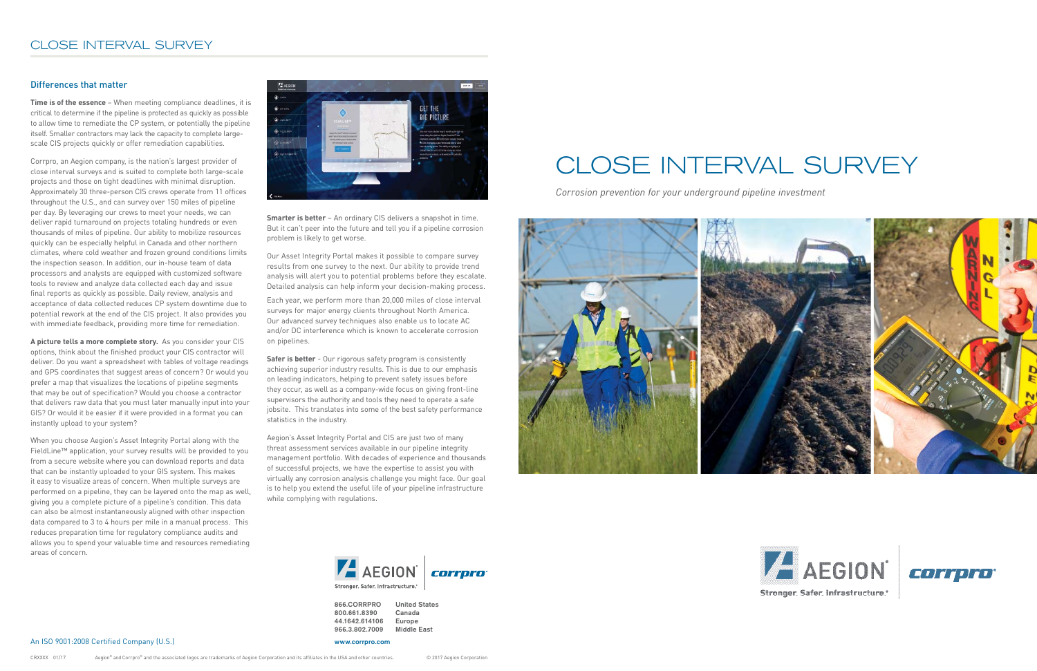# CLOSE INTERVAL SURVEY

## Differences that matter

**Time is of the essence** – When meeting compliance deadlines, it is critical to determine if the pipeline is protected as quickly as possible to allow time to remediate the CP system, or potentially the pipeline itself. Smaller contractors may lack the capacity to complete large-scale CIS projects quickly or offer remediation capabilities.

Corrpro, an Aegion company, is the nation's largest provider of close interval surveys and is suited to complete both large-scale projects and those on tight deadlines with minimal disruption. Approximately 30 three-person CIS crews operate from 11 offices throughout the U.S., and can survey over 150 miles of pipeline per day. By leveraging our crews to meet your needs, we can deliver rapid turnaround on projects totaling hundreds or even thousands of miles of pipeline. Our ability to mobilize resources quickly can be especially helpful in Canada and other northern climates, where cold weather and frozen ground conditions limits the inspection season. In addition, our in-house team of data processors and analysts are equipped with customized software tools to review and analyze data collected each day and issue final reports as quickly as possible. Daily review, analysis and acceptance of data collected reduces CP system downtime due to potential rework at the end of the CIS project. It also provides you with immediate feedback, providing more time for remediation.

**A picture tells a more complete story.** As you consider your CIS options, think about the finished product your CIS contractor will deliver. Do you want a spreadsheet with tables of voltage readings and GPS coordinates that suggest areas of concern? Or would you prefer a map that visualizes the locations of pipeline segments that may be out of specification? Would you choose a contractor that delivers raw data that you must later manually input into your GIS? Or would it be easier if it were provided in a format you can instantly upload to your system?

When you choose Aegion's Asset Integrity Portal along with the FieldLine™ application, your survey results will be provided to you from a secure website where you can download reports and data that can be instantly uploaded to your GIS system. This makes it easy to visualize areas of concern. When multiple surveys are performed on a pipeline, they can be layered onto the map as well, giving you a complete picture of a pipeline's condition. This data can also be almost instantaneously aligned with other inspection data compared to 3 to 4 hours per mile in a manual process. This reduces preparation time for regulatory compliance audits and allows you to spend your valuable time and resources remediating areas of concern.

**Smarter is better** – An ordinary CIS delivers a snapshot in time. But it can't peer into the future and tell you if a pipeline corrosion problem is likely to get worse.

Our Asset Integrity Portal makes it possible to compare survey results from one survey to the next. Our ability to provide trend analysis will alert you to potential problems before they escalate. Detailed analysis can help inform your decision-making process.

Each year, we perform more than 20,000 miles of close interval surveys for major energy clients throughout North America. Our advanced survey techniques also enable us to locate AC and/or DC interference which is known to accelerate corrosion on pipelines.

**Safer is better** - Our rigorous safety program is consistently achieving superior industry results. This is due to our emphasis on leading indicators, helping to prevent safety issues before they occur, as well as a company-wide focus on giving front-line supervisors the authority and tools they need to operate a safe jobsite. This translates into some of the best safety performance statistics in the industry.

Aegion's Asset Integrity Portal and CIS are just two of many threat assessment services available in our pipeline integrity management portfolio. With decades of experience and thousands of successful projects, we have the expertise to assist you with virtually any corrosion analysis challenge you might face. Our goal is to help you extend the useful life of your pipeline infrastructure while complying with regulations.

AEGION® | corrpro®
Stronger. Safer. Infrastructure.®

| | |
|---|---|
| 866.CORRPRO | United States |
| 800.661.8390 | Canada |
| 44.1642.614106 | Europe |
| 966.3.802.7009 | Middle East |

www.corrpro.com

An ISO 9001:2008 Certified Company (U.S.)

CRXXXX 01/17 Aegion® and Corrpro® and the associated logos are trademarks of Aegion Corporation and its affiliates in the USA and other countries. © 2017 Aegion Corporation

# CLOSE INTERVAL SURVEY

*Corrosion prevention for your underground pipeline investment*

AEGION® | corrpro®
Stronger. Safer. Infrastructure.®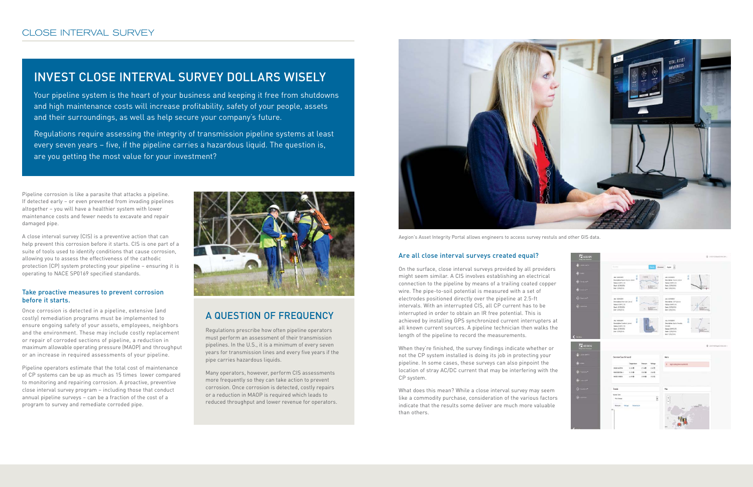# INVEST CLOSE INTERVAL SURVEY DOLLARS WISELY

Your pipeline system is the heart of your business and keeping it free from shutdowns and high maintenance costs will increase profitability, safety of your people, assets and their surroundings, as well as help secure your company's future.

Regulations require assessing the integrity of transmission pipeline systems at least every seven years – five, if the pipeline carries a hazardous liquid. The question is, are you getting the most value for your investment?

Pipeline corrosion is like a parasite that attacks a pipeline. If detected early – or even prevented from invading pipelines altogether – you will have a healthier system with lower maintenance costs and fewer needs to excavate and repair damaged pipe.

A close interval survey (CIS) is a preventive action that can help prevent this corrosion before it starts. CIS is one part of a suite of tools used to identify conditions that cause corrosion, allowing you to assess the effectiveness of the cathodic protection (CP) system protecting your pipeline – ensuring it is operating to NACE SP0169 specified standards.

### Take proactive measures to prevent corrosion before it starts.

Once corrosion is detected in a pipeline, extensive (and costly) remediation programs must be implemented to ensure ongoing safety of your assets, employees, neighbors and the environment. These may include costly replacement or repair of corroded sections of pipeline, a reduction in maximum allowable operating pressure (MAOP) and throughput or an increase in required assessments of your pipeline.

Pipeline operators estimate that the total cost of maintenance of CP systems can be up as much as 15 times lower compared to monitoring and repairing corrosion. A proactive, preventive close interval survey program – including those that conduct annual pipeline surveys – can be a fraction of the cost of a program to survey and remediate corroded pipe.

## A QUESTION OF FREQUENCY

Regulations prescribe how often pipeline operators must perform an assessment of their transmission pipelines. In the U.S., it is a minimum of every seven years for transmission lines and every five years if the pipe carries hazardous liquids.

Many operators, however, perform CIS assessments more frequently so they can take action to prevent corrosion. Once corrosion is detected, costly repairs or a reduction in MAOP is required which leads to reduced throughput and lower revenue for operators.

Aegion's Asset Integrity Portal allows engineers to access survey restuls and other GIS data.

### Are all close interval surveys created equal?

On the surface, close interval surveys provided by all providers might seem similar. A CIS involves establishing an electrical connection to the pipeline by means of a trailing coated copper wire. The pipe-to-soil potential is measured with a set of electrodes positioned directly over the pipeline at 2.5-ft intervals. With an interrupted CIS, all CP current has to be interrupted in order to obtain an IR free potential. This is achieved by installing GPS synchronized current interrupters at all known current sources. A pipeline technician then walks the length of the pipeline to record the measurements.

When they're finished, the survey findings indicate whether or not the CP system installed is doing its job in protecting your pipeline. In some cases, these surveys can also pinpoint the location of stray AC/DC current that may be interfering with the CP system.

What does this mean? While a close interval survey may seem like a commodity purchase, consideration of the various factors indicate that the results some deliver are much more valuable than others.